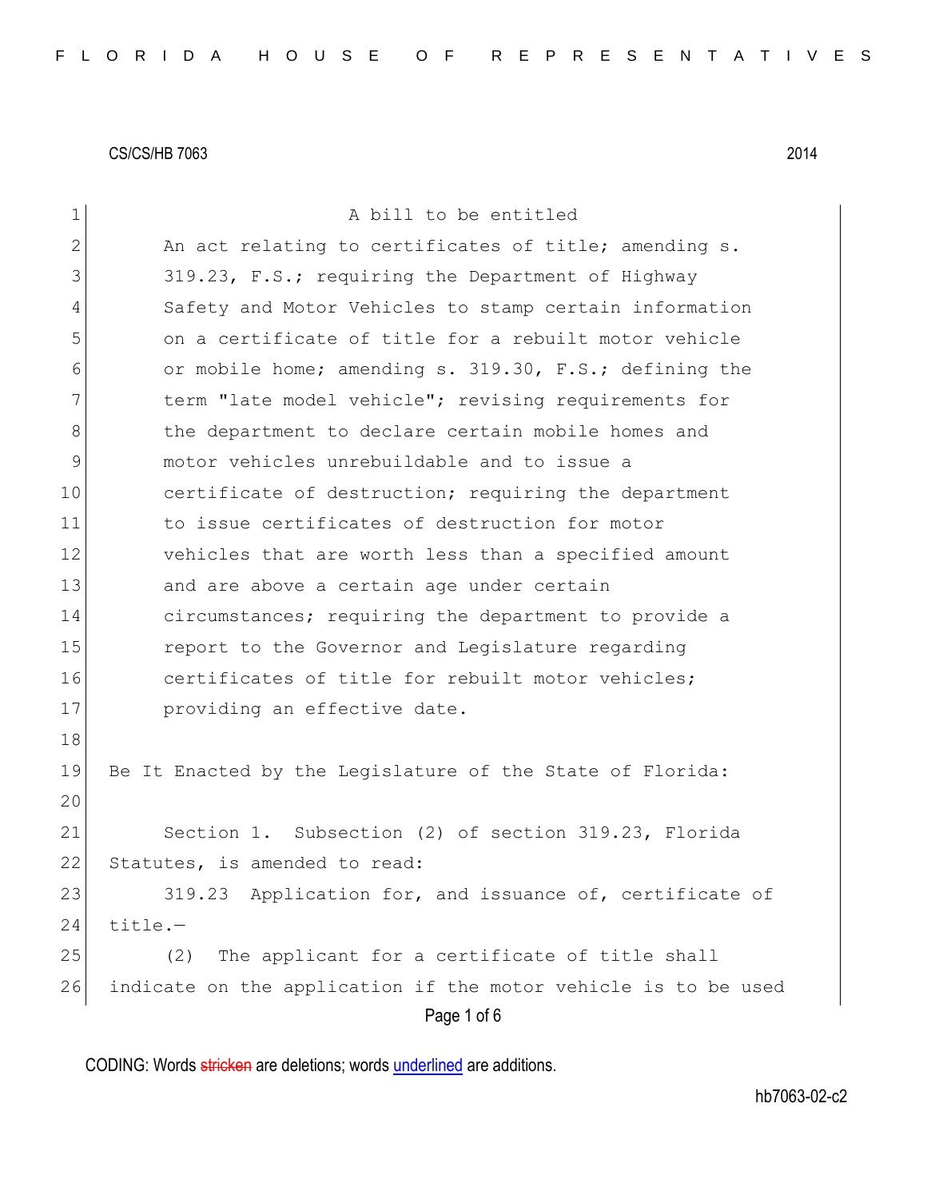CS/CS/HB 7063 2014

A bill to be entitled

An act relating to certificates of title; amending s. 319.23, F.S.; requiring the Department of Highway Safety and Motor Vehicles to stamp certain information on a certificate of title for a rebuilt motor vehicle or mobile home; amending s. 319.30, F.S.; defining the term "late model vehicle"; revising requirements for the department to declare certain mobile homes and motor vehicles unrebuildable and to issue a certificate of destruction; requiring the department to issue certificates of destruction for motor vehicles that are worth less than a specified amount and are above a certain age under certain circumstances; requiring the department to provide a report to the Governor and Legislature regarding certificates of title for rebuilt motor vehicles; providing an effective date.

Be It Enacted by the Legislature of the State of Florida:

Section 1. Subsection (2) of section 319.23, Florida Statutes, is amended to read:

319.23 Application for, and issuance of, certificate of title.—

(2) The applicant for a certificate of title shall indicate on the application if the motor vehicle is to be used

CODING: Words stricken are deletions; words underlined are additions.

hb7063-02-c2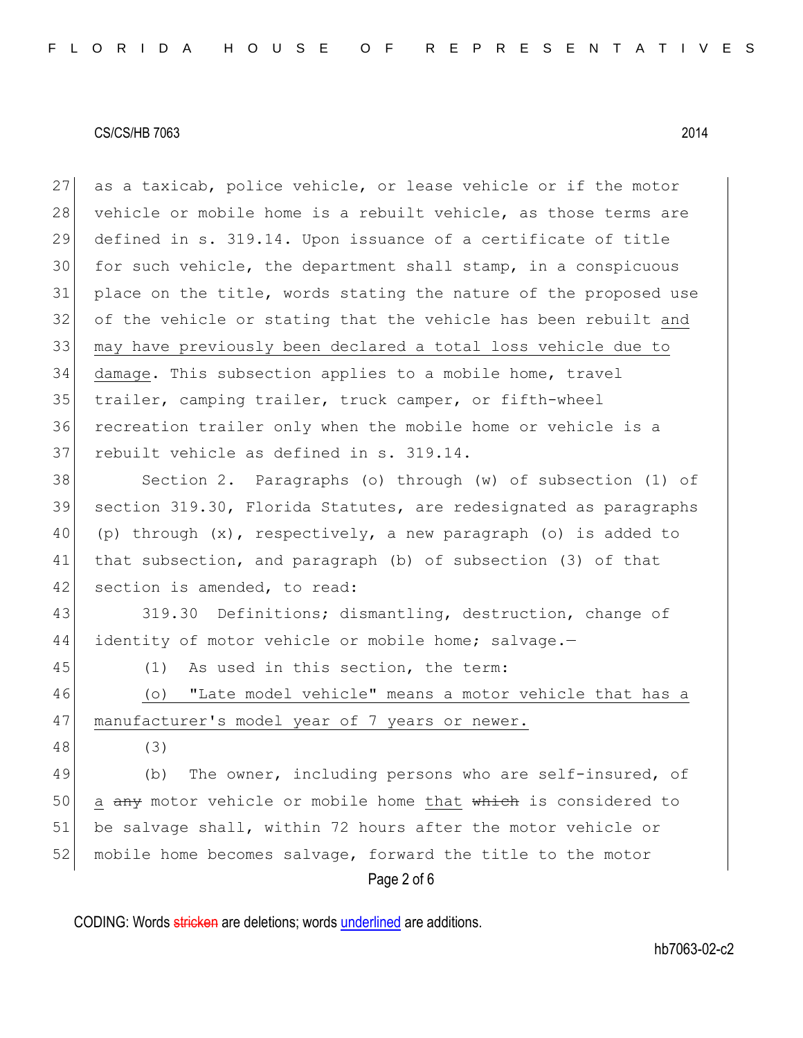as a taxicab, police vehicle, or lease vehicle or if the motor vehicle or mobile home is a rebuilt vehicle, as those terms are defined in s. 319.14. Upon issuance of a certificate of title for such vehicle, the department shall stamp, in a conspicuous place on the title, words stating the nature of the proposed use of the vehicle or stating that the vehicle has been rebuilt <u>and may have previously been declared a total loss vehicle due to damage</u>. This subsection applies to a mobile home, travel trailer, camping trailer, truck camper, or fifth-wheel recreation trailer only when the mobile home or vehicle is a rebuilt vehicle as defined in s. 319.14.

Section 2. Paragraphs (o) through (w) of subsection (1) of section 319.30, Florida Statutes, are redesignated as paragraphs (p) through (x), respectively, a new paragraph (o) is added to that subsection, and paragraph (b) of subsection (3) of that section is amended, to read:

319.30 Definitions; dismantling, destruction, change of identity of motor vehicle or mobile home; salvage.—

(1) As used in this section, the term:

<u>(o) "Late model vehicle" means a motor vehicle that has a manufacturer's model year of 7 years or newer.</u>

(3)

(b) The owner, including persons who are self-insured, of <u>a</u> ~~any~~ motor vehicle or mobile home <u>that</u> ~~which~~ is considered to be salvage shall, within 72 hours after the motor vehicle or mobile home becomes salvage, forward the title to the motor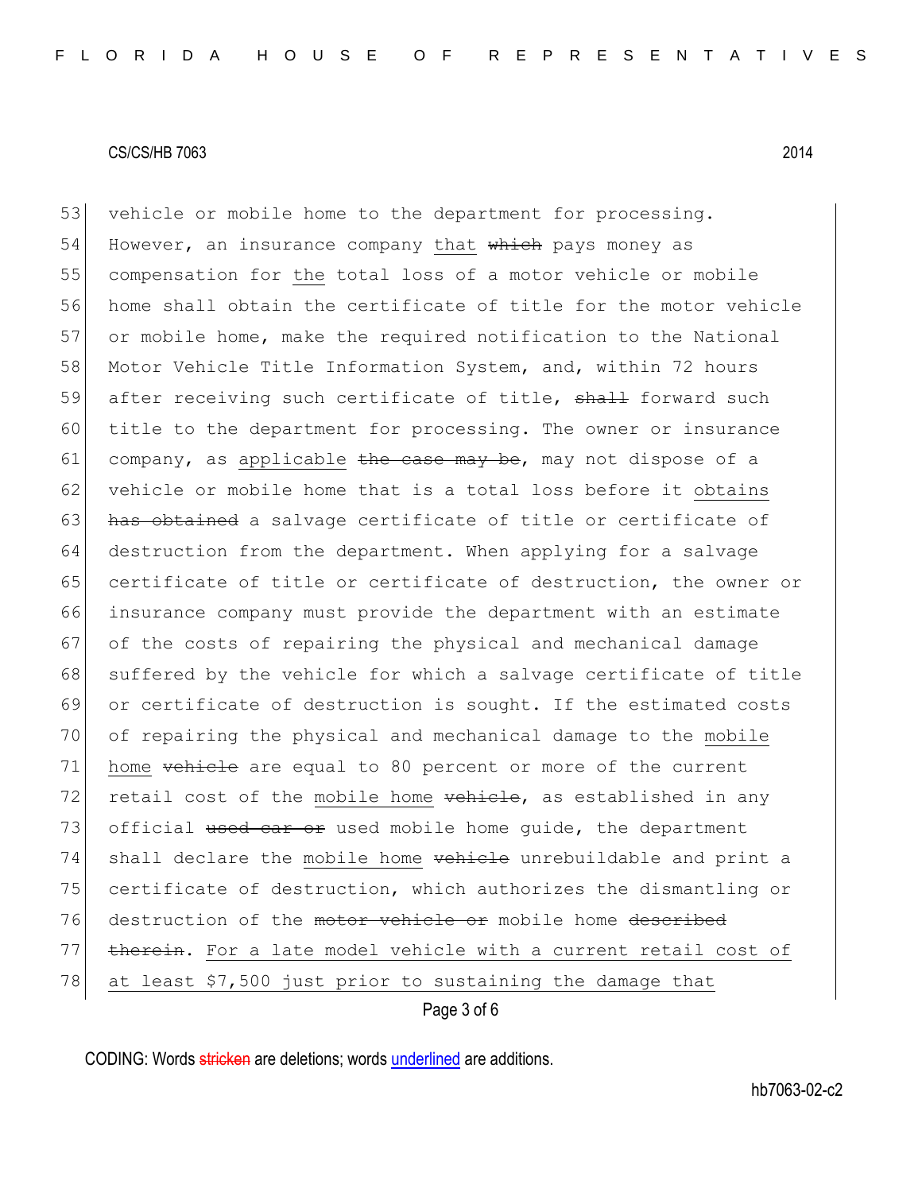53 vehicle or mobile home to the department for processing.
54 However, an insurance company <u>that</u> ~~which~~ pays money as
55 compensation for <u>the</u> total loss of a motor vehicle or mobile
56 home shall obtain the certificate of title for the motor vehicle
57 or mobile home, make the required notification to the National
58 Motor Vehicle Title Information System, and, within 72 hours
59 after receiving such certificate of title, ~~shall~~ forward such
60 title to the department for processing. The owner or insurance
61 company, as <u>applicable</u> ~~the case may be~~, may not dispose of a
62 vehicle or mobile home that is a total loss before it <u>obtains</u>
63 ~~has obtained~~ a salvage certificate of title or certificate of
64 destruction from the department. When applying for a salvage
65 certificate of title or certificate of destruction, the owner or
66 insurance company must provide the department with an estimate
67 of the costs of repairing the physical and mechanical damage
68 suffered by the vehicle for which a salvage certificate of title
69 or certificate of destruction is sought. If the estimated costs
70 of repairing the physical and mechanical damage to the <u>mobile</u>
71 <u>home</u> ~~vehicle~~ are equal to 80 percent or more of the current
72 retail cost of the <u>mobile home</u> ~~vehicle~~, as established in any
73 official ~~used car or~~ used mobile home guide, the department
74 shall declare the <u>mobile home</u> ~~vehicle~~ unrebuildable and print a
75 certificate of destruction, which authorizes the dismantling or
76 destruction of the ~~motor vehicle or~~ mobile home ~~described~~
77 ~~therein~~. <u>For a late model vehicle with a current retail cost of</u>
78 <u>at least $7,500 just prior to sustaining the damage that</u>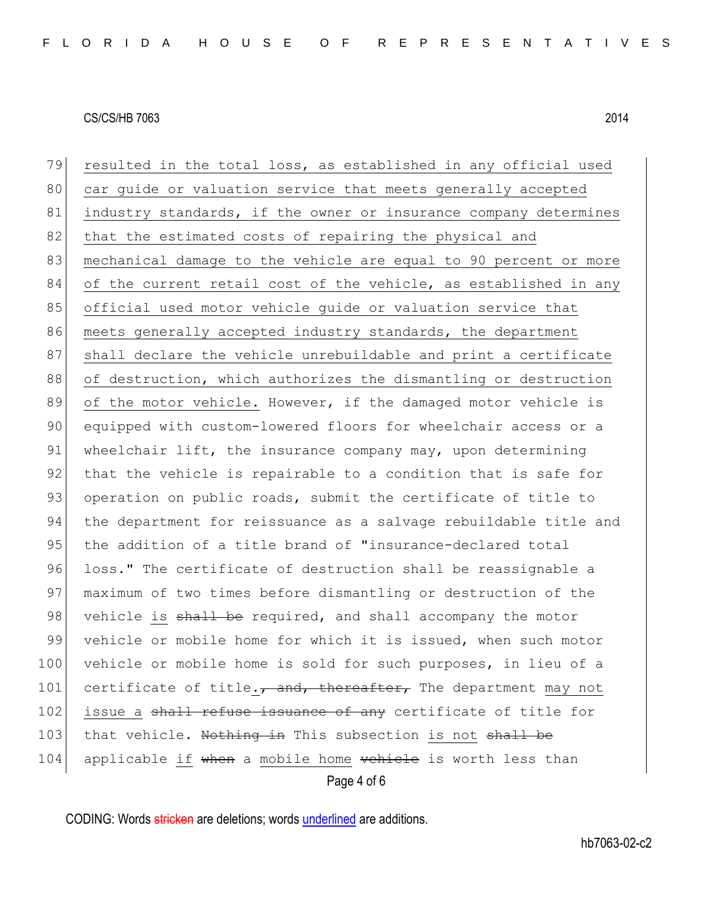CS/CS/HB 7063 2014

79 resulted in the total loss, as established in any official used
80 car guide or valuation service that meets generally accepted
81 industry standards, if the owner or insurance company determines
82 that the estimated costs of repairing the physical and
83 mechanical damage to the vehicle are equal to 90 percent or more
84 of the current retail cost of the vehicle, as established in any
85 official used motor vehicle guide or valuation service that
86 meets generally accepted industry standards, the department
87 shall declare the vehicle unrebuildable and print a certificate
88 of destruction, which authorizes the dismantling or destruction
89 of the motor vehicle. However, if the damaged motor vehicle is
90 equipped with custom-lowered floors for wheelchair access or a
91 wheelchair lift, the insurance company may, upon determining
92 that the vehicle is repairable to a condition that is safe for
93 operation on public roads, submit the certificate of title to
94 the department for reissuance as a salvage rebuildable title and
95 the addition of a title brand of "insurance-declared total
96 loss." The certificate of destruction shall be reassignable a
97 maximum of two times before dismantling or destruction of the
98 vehicle is ~~shall be~~ required, and shall accompany the motor
99 vehicle or mobile home for which it is issued, when such motor
100 vehicle or mobile home is sold for such purposes, in lieu of a
101 certificate of title. ~~, and, thereafter,~~ The department may not
102 issue a ~~shall refuse issuance of any~~ certificate of title for
103 that vehicle. ~~Nothing in~~ This subsection is not ~~shall be~~
104 applicable if ~~when~~ a mobile home ~~vehicle~~ is worth less than

CODING: Words ~~stricken~~ are deletions; words underlined are additions.

hb7063-02-c2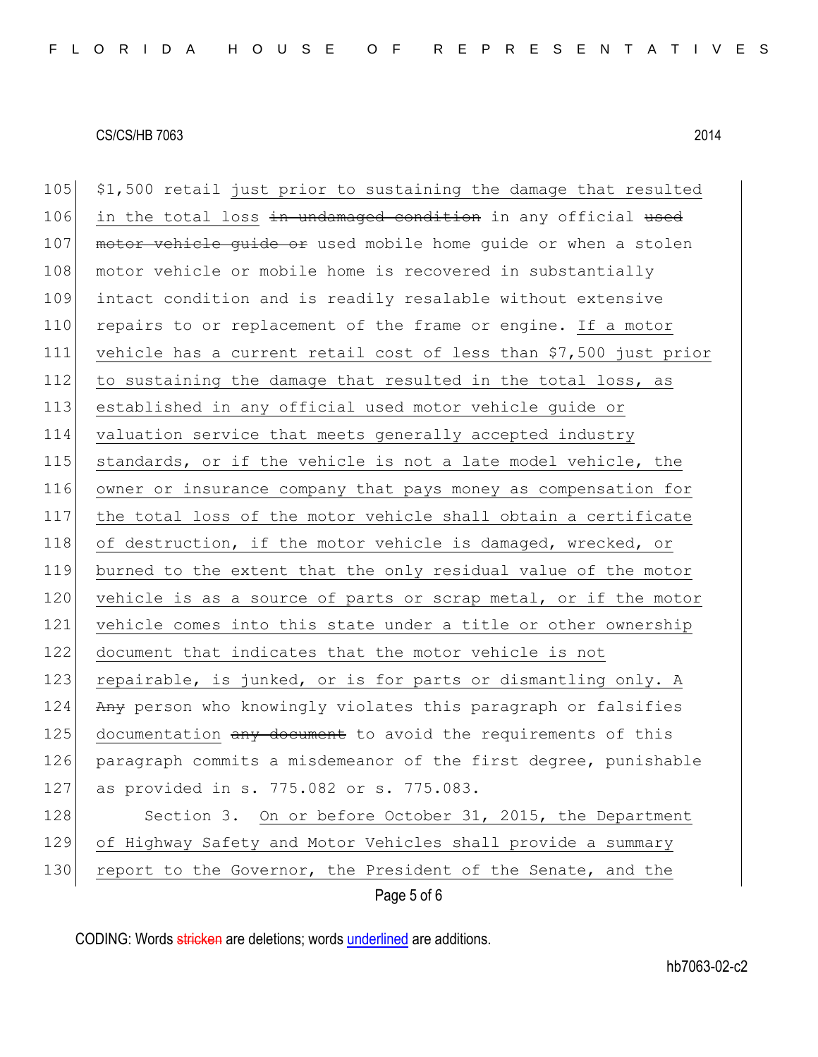105 $1,500 retail just prior to sustaining the damage that resulted
106 in the total loss ~~in undamaged condition~~ in any official ~~used~~
107 ~~motor vehicle guide or~~ used mobile home guide or when a stolen
108 motor vehicle or mobile home is recovered in substantially
109 intact condition and is readily resalable without extensive
110 repairs to or replacement of the frame or engine. If a motor
111 vehicle has a current retail cost of less than $7,500 just prior
112 to sustaining the damage that resulted in the total loss, as
113 established in any official used motor vehicle guide or
114 valuation service that meets generally accepted industry
115 standards, or if the vehicle is not a late model vehicle, the
116 owner or insurance company that pays money as compensation for
117 the total loss of the motor vehicle shall obtain a certificate
118 of destruction, if the motor vehicle is damaged, wrecked, or
119 burned to the extent that the only residual value of the motor
120 vehicle is as a source of parts or scrap metal, or if the motor
121 vehicle comes into this state under a title or other ownership
122 document that indicates that the motor vehicle is not
123 repairable, is junked, or is for parts or dismantling only. A
124 ~~Any~~ person who knowingly violates this paragraph or falsifies
125 documentation ~~any document~~ to avoid the requirements of this
126 paragraph commits a misdemeanor of the first degree, punishable
127 as provided in s. 775.082 or s. 775.083.

128 Section 3. On or before October 31, 2015, the Department
129 of Highway Safety and Motor Vehicles shall provide a summary
130 report to the Governor, the President of the Senate, and the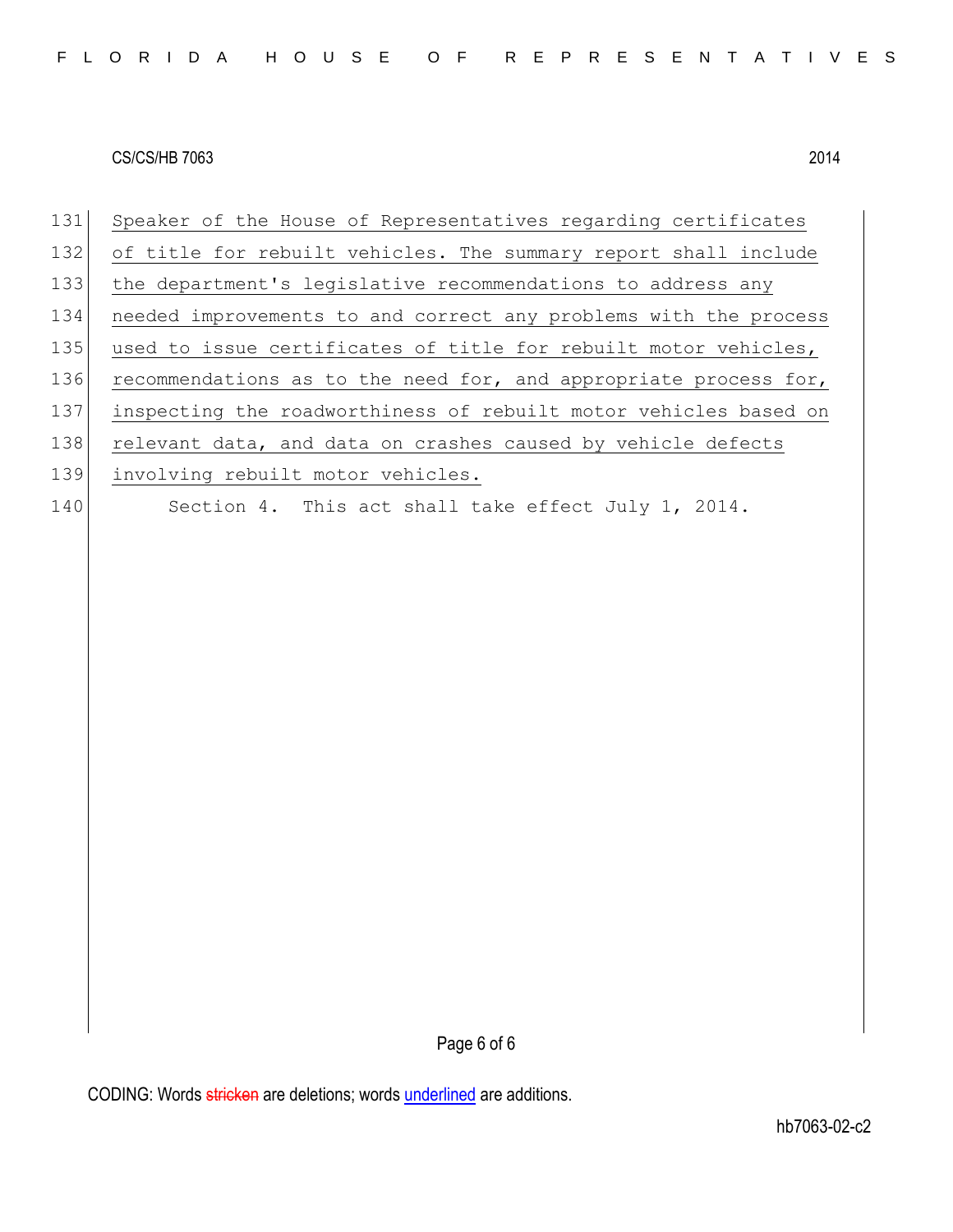131 Speaker of the House of Representatives regarding certificates
132 of title for rebuilt vehicles. The summary report shall include
133 the department's legislative recommendations to address any
134 needed improvements to and correct any problems with the process
135 used to issue certificates of title for rebuilt motor vehicles,
136 recommendations as to the need for, and appropriate process for,
137 inspecting the roadworthiness of rebuilt motor vehicles based on
138 relevant data, and data on crashes caused by vehicle defects
139 involving rebuilt motor vehicles.
140 Section 4. This act shall take effect July 1, 2014.

CODING: Words stricken are deletions; words underlined are additions.